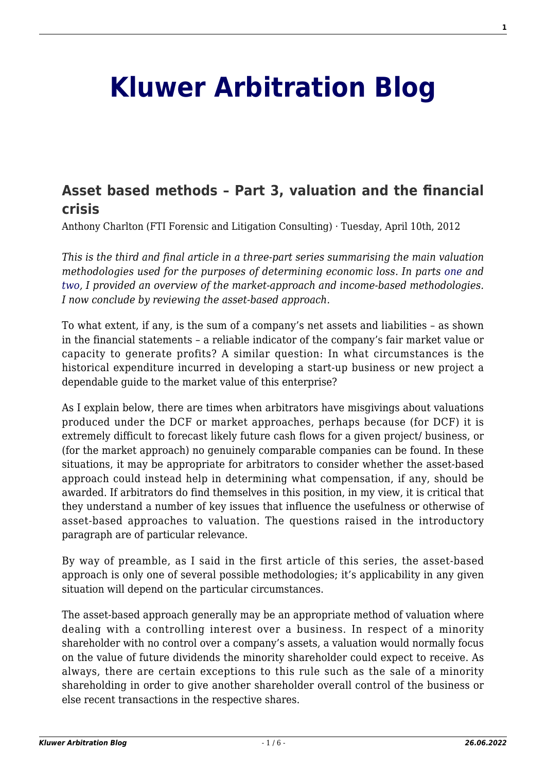# Kluwer Arbitration Blog

## Asset based methods – Part 3, valuation and the financial crisis

Anthony Charlton (FTI Forensic and Litigation Consulting) · Tuesday, April 10th, 2012

*This is the third and final article in a three-part series summarising the main valuation methodologies used for the purposes of determining economic loss. In parts one and two, I provided an overview of the market-approach and income-based methodologies. I now conclude by reviewing the asset-based approach.*

To what extent, if any, is the sum of a company's net assets and liabilities – as shown in the financial statements – a reliable indicator of the company's fair market value or capacity to generate profits? A similar question: In what circumstances is the historical expenditure incurred in developing a start-up business or new project a dependable guide to the market value of this enterprise?

As I explain below, there are times when arbitrators have misgivings about valuations produced under the DCF or market approaches, perhaps because (for DCF) it is extremely difficult to forecast likely future cash flows for a given project/ business, or (for the market approach) no genuinely comparable companies can be found. In these situations, it may be appropriate for arbitrators to consider whether the asset-based approach could instead help in determining what compensation, if any, should be awarded. If arbitrators do find themselves in this position, in my view, it is critical that they understand a number of key issues that influence the usefulness or otherwise of asset-based approaches to valuation. The questions raised in the introductory paragraph are of particular relevance.

By way of preamble, as I said in the first article of this series, the asset-based approach is only one of several possible methodologies; it's applicability in any given situation will depend on the particular circumstances.

The asset-based approach generally may be an appropriate method of valuation where dealing with a controlling interest over a business. In respect of a minority shareholder with no control over a company's assets, a valuation would normally focus on the value of future dividends the minority shareholder could expect to receive. As always, there are certain exceptions to this rule such as the sale of a minority shareholding in order to give another shareholder overall control of the business or else recent transactions in the respective shares.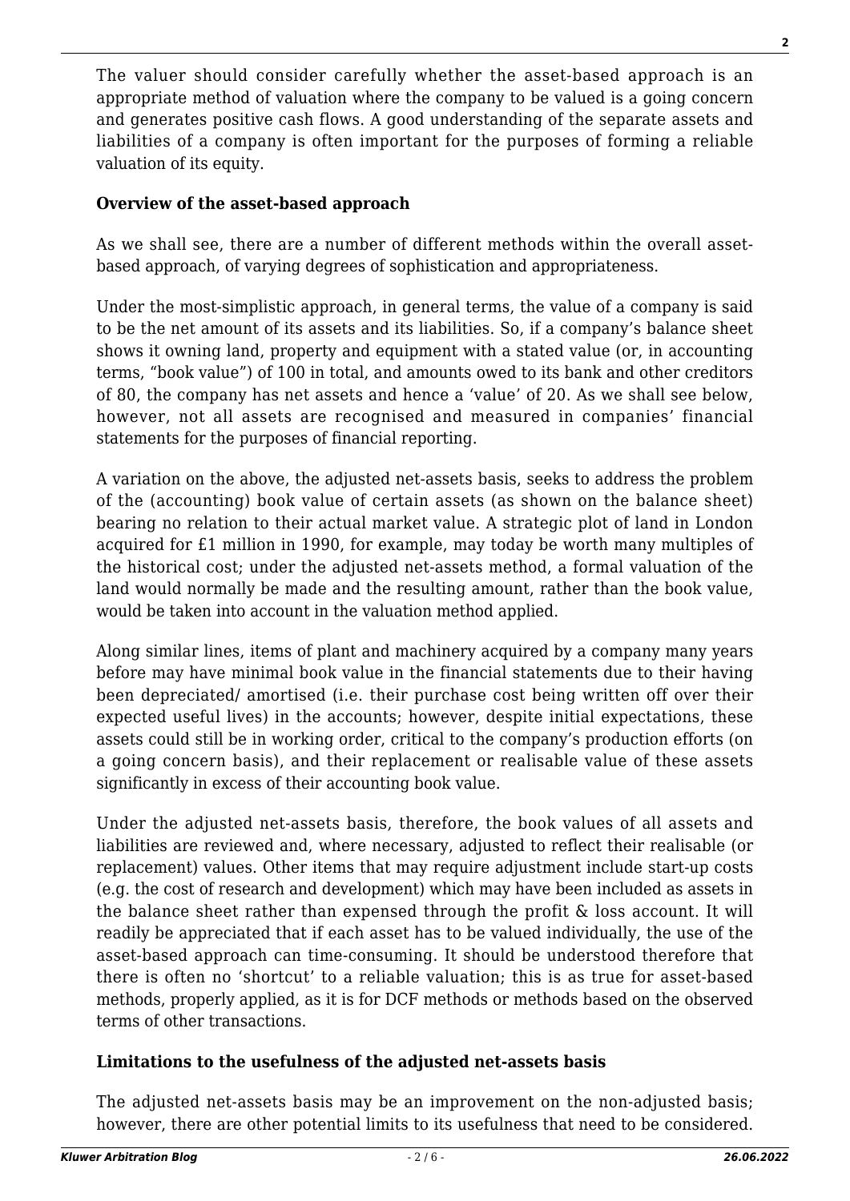The valuer should consider carefully whether the asset-based approach is an appropriate method of valuation where the company to be valued is a going concern and generates positive cash flows. A good understanding of the separate assets and liabilities of a company is often important for the purposes of forming a reliable valuation of its equity.

**Overview of the asset-based approach**

As we shall see, there are a number of different methods within the overall asset-based approach, of varying degrees of sophistication and appropriateness.

Under the most-simplistic approach, in general terms, the value of a company is said to be the net amount of its assets and its liabilities. So, if a company's balance sheet shows it owning land, property and equipment with a stated value (or, in accounting terms, "book value") of 100 in total, and amounts owed to its bank and other creditors of 80, the company has net assets and hence a 'value' of 20. As we shall see below, however, not all assets are recognised and measured in companies' financial statements for the purposes of financial reporting.

A variation on the above, the adjusted net-assets basis, seeks to address the problem of the (accounting) book value of certain assets (as shown on the balance sheet) bearing no relation to their actual market value. A strategic plot of land in London acquired for £1 million in 1990, for example, may today be worth many multiples of the historical cost; under the adjusted net-assets method, a formal valuation of the land would normally be made and the resulting amount, rather than the book value, would be taken into account in the valuation method applied.

Along similar lines, items of plant and machinery acquired by a company many years before may have minimal book value in the financial statements due to their having been depreciated/ amortised (i.e. their purchase cost being written off over their expected useful lives) in the accounts; however, despite initial expectations, these assets could still be in working order, critical to the company's production efforts (on a going concern basis), and their replacement or realisable value of these assets significantly in excess of their accounting book value.

Under the adjusted net-assets basis, therefore, the book values of all assets and liabilities are reviewed and, where necessary, adjusted to reflect their realisable (or replacement) values. Other items that may require adjustment include start-up costs (e.g. the cost of research and development) which may have been included as assets in the balance sheet rather than expensed through the profit & loss account. It will readily be appreciated that if each asset has to be valued individually, the use of the asset-based approach can time-consuming. It should be understood therefore that there is often no 'shortcut' to a reliable valuation; this is as true for asset-based methods, properly applied, as it is for DCF methods or methods based on the observed terms of other transactions.

**Limitations to the usefulness of the adjusted net-assets basis**

The adjusted net-assets basis may be an improvement on the non-adjusted basis; however, there are other potential limits to its usefulness that need to be considered.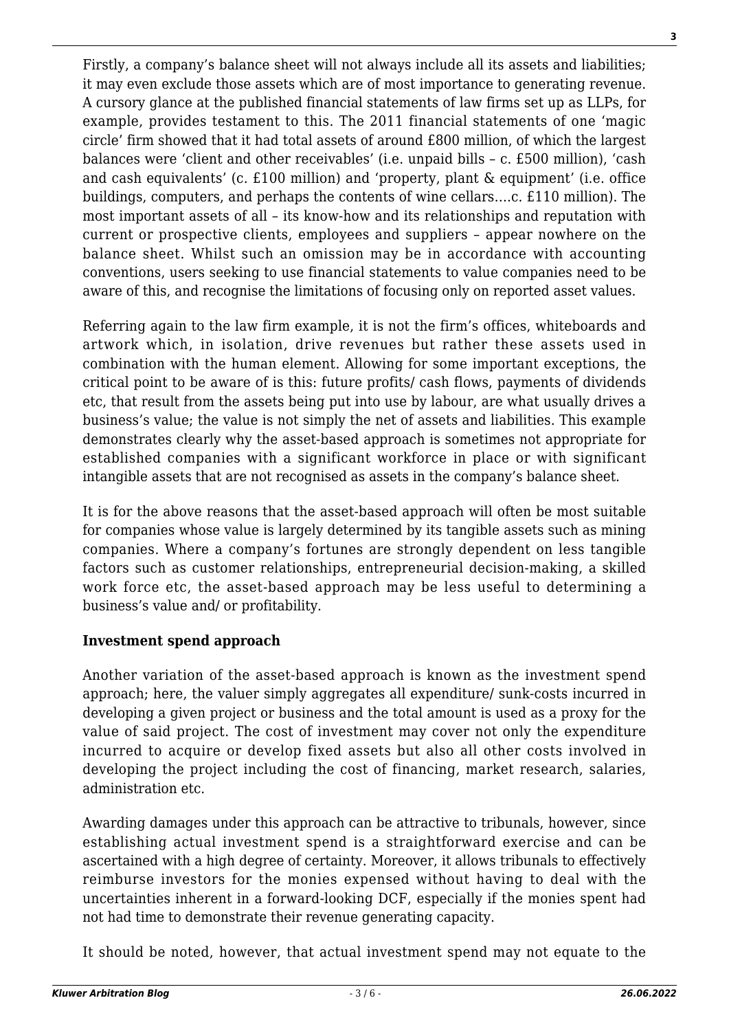Firstly, a company's balance sheet will not always include all its assets and liabilities; it may even exclude those assets which are of most importance to generating revenue. A cursory glance at the published financial statements of law firms set up as LLPs, for example, provides testament to this. The 2011 financial statements of one 'magic circle' firm showed that it had total assets of around £800 million, of which the largest balances were 'client and other receivables' (i.e. unpaid bills – c. £500 million), 'cash and cash equivalents' (c. £100 million) and 'property, plant & equipment' (i.e. office buildings, computers, and perhaps the contents of wine cellars….c. £110 million). The most important assets of all – its know-how and its relationships and reputation with current or prospective clients, employees and suppliers – appear nowhere on the balance sheet. Whilst such an omission may be in accordance with accounting conventions, users seeking to use financial statements to value companies need to be aware of this, and recognise the limitations of focusing only on reported asset values.

Referring again to the law firm example, it is not the firm's offices, whiteboards and artwork which, in isolation, drive revenues but rather these assets used in combination with the human element. Allowing for some important exceptions, the critical point to be aware of is this: future profits/ cash flows, payments of dividends etc, that result from the assets being put into use by labour, are what usually drives a business's value; the value is not simply the net of assets and liabilities. This example demonstrates clearly why the asset-based approach is sometimes not appropriate for established companies with a significant workforce in place or with significant intangible assets that are not recognised as assets in the company's balance sheet.

It is for the above reasons that the asset-based approach will often be most suitable for companies whose value is largely determined by its tangible assets such as mining companies. Where a company's fortunes are strongly dependent on less tangible factors such as customer relationships, entrepreneurial decision-making, a skilled work force etc, the asset-based approach may be less useful to determining a business's value and/ or profitability.

**Investment spend approach**

Another variation of the asset-based approach is known as the investment spend approach; here, the valuer simply aggregates all expenditure/ sunk-costs incurred in developing a given project or business and the total amount is used as a proxy for the value of said project. The cost of investment may cover not only the expenditure incurred to acquire or develop fixed assets but also all other costs involved in developing the project including the cost of financing, market research, salaries, administration etc.

Awarding damages under this approach can be attractive to tribunals, however, since establishing actual investment spend is a straightforward exercise and can be ascertained with a high degree of certainty. Moreover, it allows tribunals to effectively reimburse investors for the monies expensed without having to deal with the uncertainties inherent in a forward-looking DCF, especially if the monies spent had not had time to demonstrate their revenue generating capacity.

It should be noted, however, that actual investment spend may not equate to the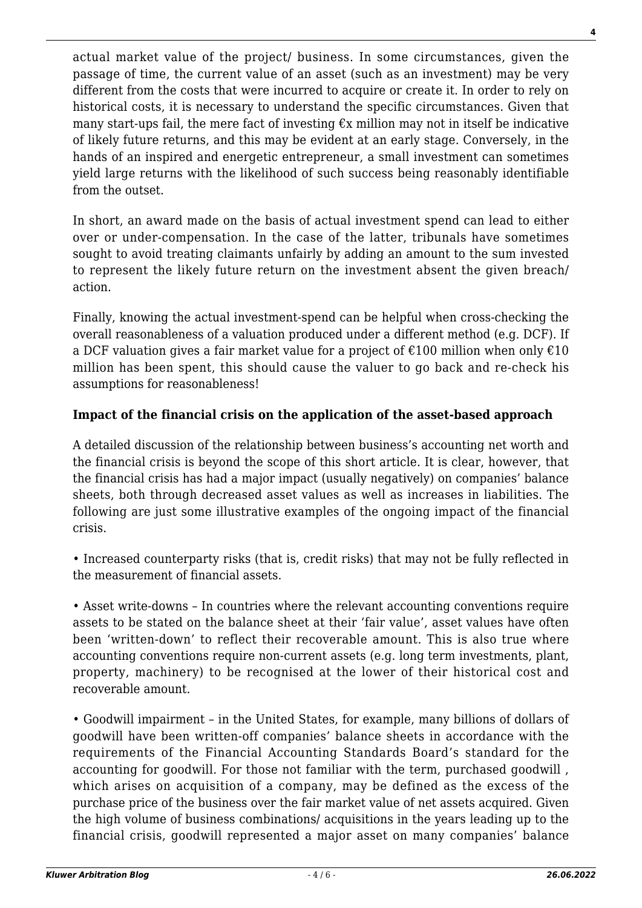actual market value of the project/ business. In some circumstances, given the passage of time, the current value of an asset (such as an investment) may be very different from the costs that were incurred to acquire or create it. In order to rely on historical costs, it is necessary to understand the specific circumstances. Given that many start-ups fail, the mere fact of investing €x million may not in itself be indicative of likely future returns, and this may be evident at an early stage. Conversely, in the hands of an inspired and energetic entrepreneur, a small investment can sometimes yield large returns with the likelihood of such success being reasonably identifiable from the outset.

In short, an award made on the basis of actual investment spend can lead to either over or under-compensation. In the case of the latter, tribunals have sometimes sought to avoid treating claimants unfairly by adding an amount to the sum invested to represent the likely future return on the investment absent the given breach/ action.

Finally, knowing the actual investment-spend can be helpful when cross-checking the overall reasonableness of a valuation produced under a different method (e.g. DCF). If a DCF valuation gives a fair market value for a project of €100 million when only €10 million has been spent, this should cause the valuer to go back and re-check his assumptions for reasonableness!

**Impact of the financial crisis on the application of the asset-based approach**

A detailed discussion of the relationship between business's accounting net worth and the financial crisis is beyond the scope of this short article. It is clear, however, that the financial crisis has had a major impact (usually negatively) on companies' balance sheets, both through decreased asset values as well as increases in liabilities. The following are just some illustrative examples of the ongoing impact of the financial crisis.

- Increased counterparty risks (that is, credit risks) that may not be fully reflected in the measurement of financial assets.

- Asset write-downs – In countries where the relevant accounting conventions require assets to be stated on the balance sheet at their 'fair value', asset values have often been 'written-down' to reflect their recoverable amount. This is also true where accounting conventions require non-current assets (e.g. long term investments, plant, property, machinery) to be recognised at the lower of their historical cost and recoverable amount.

- Goodwill impairment – in the United States, for example, many billions of dollars of goodwill have been written-off companies' balance sheets in accordance with the requirements of the Financial Accounting Standards Board's standard for the accounting for goodwill. For those not familiar with the term, purchased goodwill , which arises on acquisition of a company, may be defined as the excess of the purchase price of the business over the fair market value of net assets acquired. Given the high volume of business combinations/ acquisitions in the years leading up to the financial crisis, goodwill represented a major asset on many companies' balance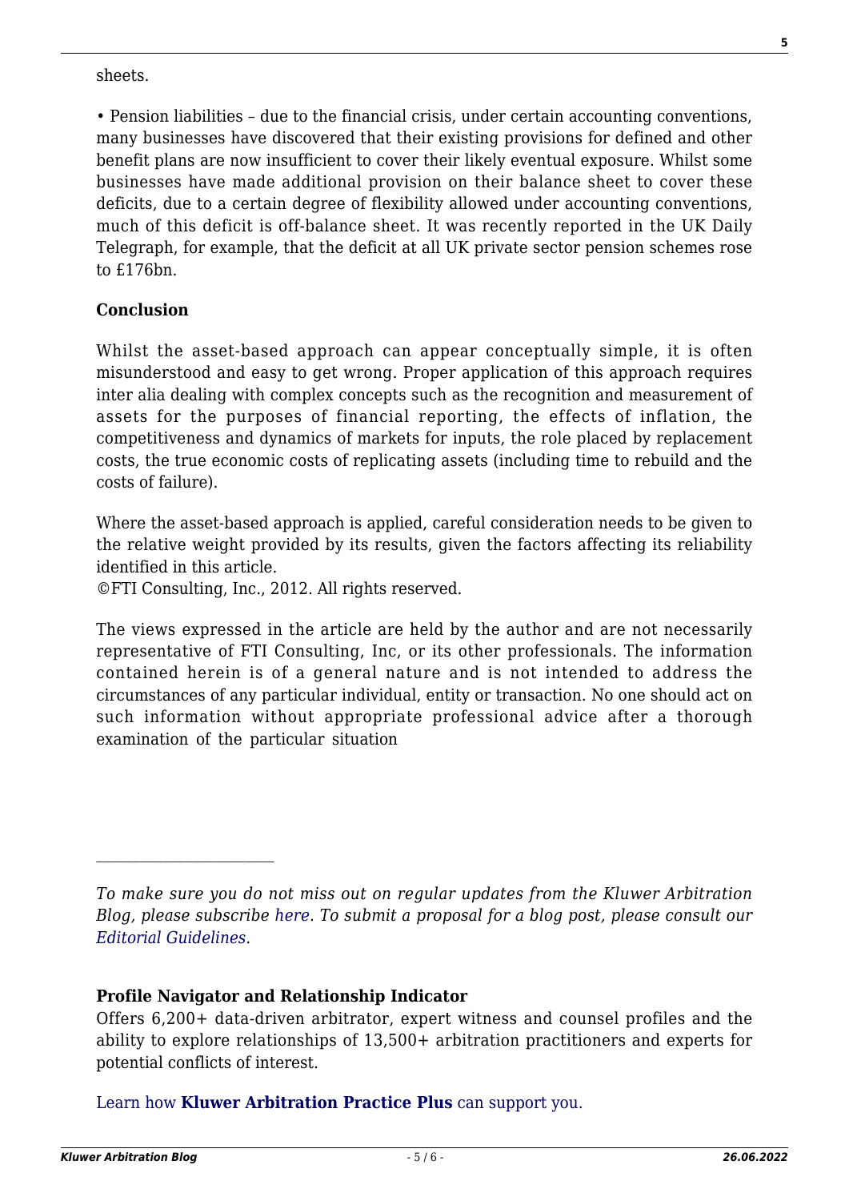sheets.

• Pension liabilities – due to the financial crisis, under certain accounting conventions, many businesses have discovered that their existing provisions for defined and other benefit plans are now insufficient to cover their likely eventual exposure. Whilst some businesses have made additional provision on their balance sheet to cover these deficits, due to a certain degree of flexibility allowed under accounting conventions, much of this deficit is off-balance sheet. It was recently reported in the UK Daily Telegraph, for example, that the deficit at all UK private sector pension schemes rose to £176bn.

**Conclusion**

Whilst the asset-based approach can appear conceptually simple, it is often misunderstood and easy to get wrong. Proper application of this approach requires inter alia dealing with complex concepts such as the recognition and measurement of assets for the purposes of financial reporting, the effects of inflation, the competitiveness and dynamics of markets for inputs, the role placed by replacement costs, the true economic costs of replicating assets (including time to rebuild and the costs of failure).

Where the asset-based approach is applied, careful consideration needs to be given to the relative weight provided by its results, given the factors affecting its reliability identified in this article.
©FTI Consulting, Inc., 2012. All rights reserved.

The views expressed in the article are held by the author and are not necessarily representative of FTI Consulting, Inc, or its other professionals. The information contained herein is of a general nature and is not intended to address the circumstances of any particular individual, entity or transaction. No one should act on such information without appropriate professional advice after a thorough examination of the particular situation

---

*To make sure you do not miss out on regular updates from the Kluwer Arbitration Blog, please subscribe here. To submit a proposal for a blog post, please consult our Editorial Guidelines.*

**Profile Navigator and Relationship Indicator**

Offers 6,200+ data-driven arbitrator, expert witness and counsel profiles and the ability to explore relationships of 13,500+ arbitration practitioners and experts for potential conflicts of interest.

Learn how **Kluwer Arbitration Practice Plus** can support you.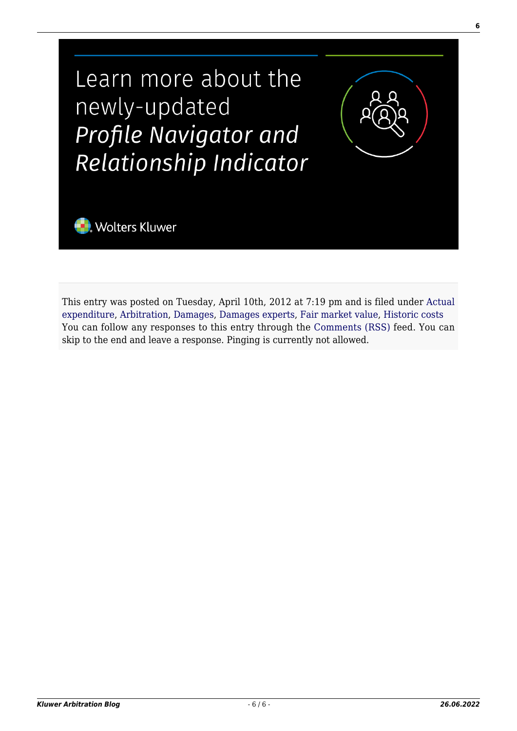Learn more about the newly-updated *Profile Navigator and Relationship Indicator*

Wolters Kluwer

This entry was posted on Tuesday, April 10th, 2012 at 7:19 pm and is filed under Actual expenditure, Arbitration, Damages, Damages experts, Fair market value, Historic costs You can follow any responses to this entry through the Comments (RSS) feed. You can skip to the end and leave a response. Pinging is currently not allowed.